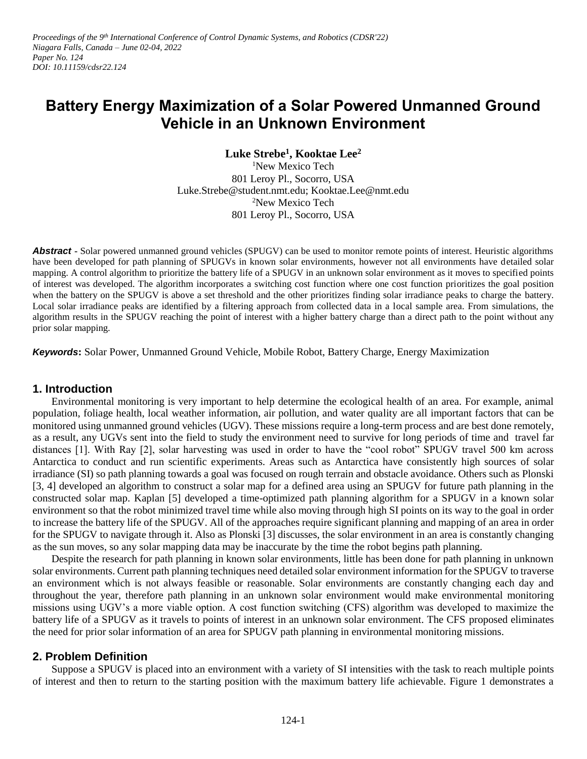# Battery Energy Maximization of a Solar Powered Unmanned Ground Vehicle in an Unknown Environment

**Luke Strebe[1], Kooktae Lee[2]**

[1]New Mexico Tech
801 Leroy Pl., Socorro, USA
Luke.Strebe@student.nmt.edu; Kooktae.Lee@nmt.edu
[2]New Mexico Tech
801 Leroy Pl., Socorro, USA

***Abstract*** - Solar powered unmanned ground vehicles (SPUGV) can be used to monitor remote points of interest. Heuristic algorithms have been developed for path planning of SPUGVs in known solar environments, however not all environments have detailed solar mapping. A control algorithm to prioritize the battery life of a SPUGV in an unknown solar environment as it moves to specified points of interest was developed. The algorithm incorporates a switching cost function where one cost function prioritizes the goal position when the battery on the SPUGV is above a set threshold and the other prioritizes finding solar irradiance peaks to charge the battery. Local solar irradiance peaks are identified by a filtering approach from collected data in a local sample area. From simulations, the algorithm results in the SPUGV reaching the point of interest with a higher battery charge than a direct path to the point without any prior solar mapping.

***Keywords*:** Solar Power, Unmanned Ground Vehicle, Mobile Robot, Battery Charge, Energy Maximization

## 1. Introduction

Environmental monitoring is very important to help determine the ecological health of an area. For example, animal population, foliage health, local weather information, air pollution, and water quality are all important factors that can be monitored using unmanned ground vehicles (UGV). These missions require a long-term process and are best done remotely, as a result, any UGVs sent into the field to study the environment need to survive for long periods of time and travel far distances [1]. With Ray [2], solar harvesting was used in order to have the "cool robot" SPUGV travel 500 km across Antarctica to conduct and run scientific experiments. Areas such as Antarctica have consistently high sources of solar irradiance (SI) so path planning towards a goal was focused on rough terrain and obstacle avoidance. Others such as Plonski [3, 4] developed an algorithm to construct a solar map for a defined area using an SPUGV for future path planning in the constructed solar map. Kaplan [5] developed a time-optimized path planning algorithm for a SPUGV in a known solar environment so that the robot minimized travel time while also moving through high SI points on its way to the goal in order to increase the battery life of the SPUGV. All of the approaches require significant planning and mapping of an area in order for the SPUGV to navigate through it. Also as Plonski [3] discusses, the solar environment in an area is constantly changing as the sun moves, so any solar mapping data may be inaccurate by the time the robot begins path planning.

Despite the research for path planning in known solar environments, little has been done for path planning in unknown solar environments. Current path planning techniques need detailed solar environment information for the SPUGV to traverse an environment which is not always feasible or reasonable. Solar environments are constantly changing each day and throughout the year, therefore path planning in an unknown solar environment would make environmental monitoring missions using UGV's a more viable option. A cost function switching (CFS) algorithm was developed to maximize the battery life of a SPUGV as it travels to points of interest in an unknown solar environment. The CFS proposed eliminates the need for prior solar information of an area for SPUGV path planning in environmental monitoring missions.

## 2. Problem Definition

Suppose a SPUGV is placed into an environment with a variety of SI intensities with the task to reach multiple points of interest and then to return to the starting position with the maximum battery life achievable. Figure 1 demonstrates a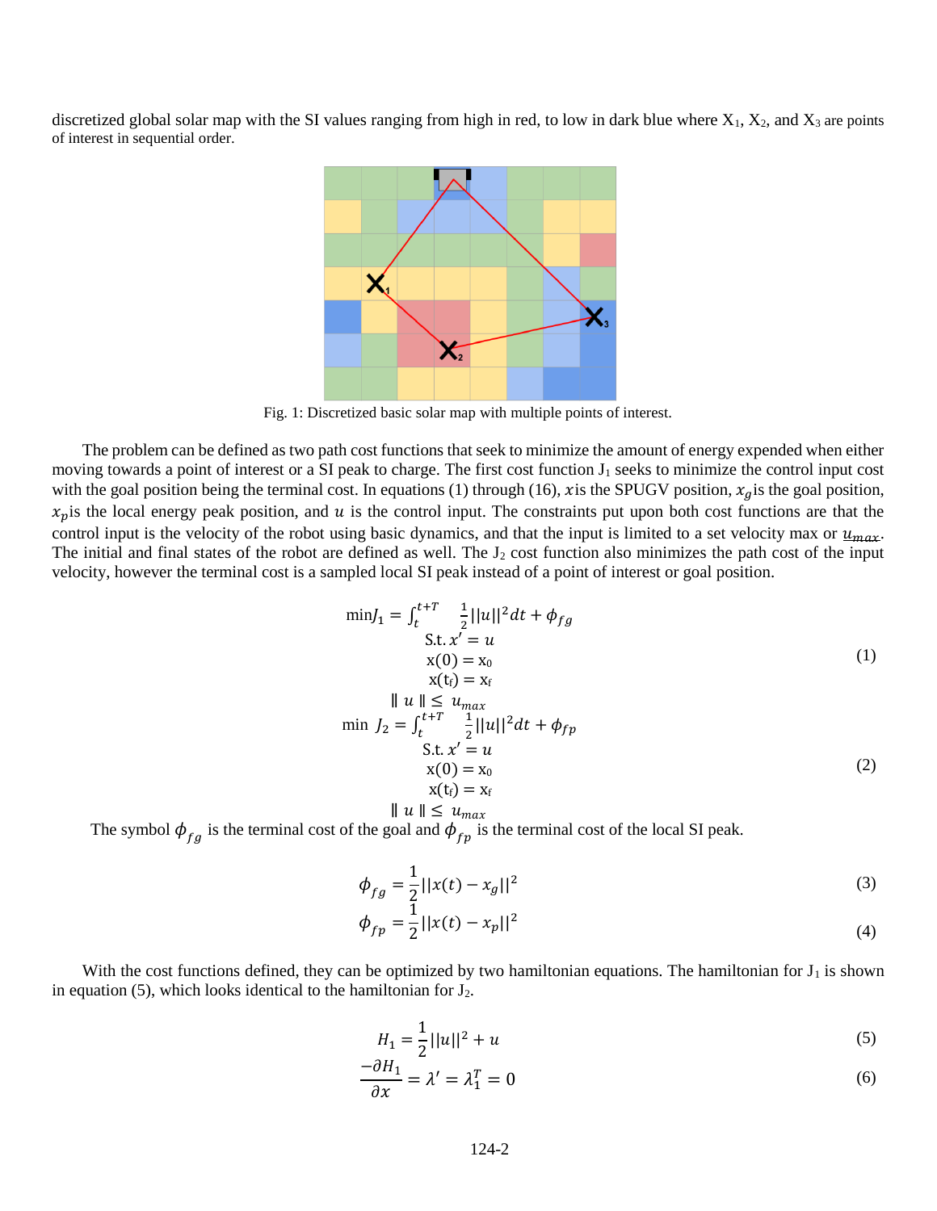discretized global solar map with the SI values ranging from high in red, to low in dark blue where $X_1$, $X_2$, and $X_3$ are points of interest in sequential order.

Fig. 1: Discretized basic solar map with multiple points of interest.

The problem can be defined as two path cost functions that seek to minimize the amount of energy expended when either moving towards a point of interest or a SI peak to charge. The first cost function $J_1$ seeks to minimize the control input cost with the goal position being the terminal cost. In equations (1) through (16), $x$is the SPUGV position, $x_g$is the goal position, $x_p$is the local energy peak position, and $u$ is the control input. The constraints put upon both cost functions are that the control input is the velocity of the robot using basic dynamics, and that the input is limited to a set velocity max or $u_{max}$. The initial and final states of the robot are defined as well. The $J_2$ cost function also minimizes the path cost of the input velocity, however the terminal cost is a sampled local SI peak instead of a point of interest or goal position.

$$
\begin{gathered}
\min J_1 = \int_t^{t+T} \frac{1}{2}||u||^2 dt + \phi_{fg} \\
\text{S.t. } x' = u \\
x(0) = x_0 \\
x(t_f) = x_f \\
\| u \| \leq u_{max}
\end{gathered}
\tag{1}
$$

$$
\begin{gathered}
\min J_2 = \int_t^{t+T} \frac{1}{2}||u||^2 dt + \phi_{fp} \\
\text{S.t. } x' = u \\
x(0) = x_0 \\
x(t_f) = x_f \\
\| u \| \leq u_{max}
\end{gathered}
\tag{2}
$$

The symbol $\phi_{fg}$ is the terminal cost of the goal and $\phi_{fp}$ is the terminal cost of the local SI peak.

$$
\phi_{fg} = \frac{1}{2}||x(t) - x_g||^2 \tag{3}
$$

$$
\phi_{fp} = \frac{1}{2}||x(t) - x_p||^2 \tag{4}
$$

With the cost functions defined, they can be optimized by two hamiltonian equations. The hamiltonian for $J_1$ is shown in equation (5), which looks identical to the hamiltonian for $J_2$.

$$
H_1 = \frac{1}{2}||u||^2 + u \tag{5}
$$

$$
\frac{-\partial H_1}{\partial x} = \lambda' = \lambda_1^T = 0 \tag{6}
$$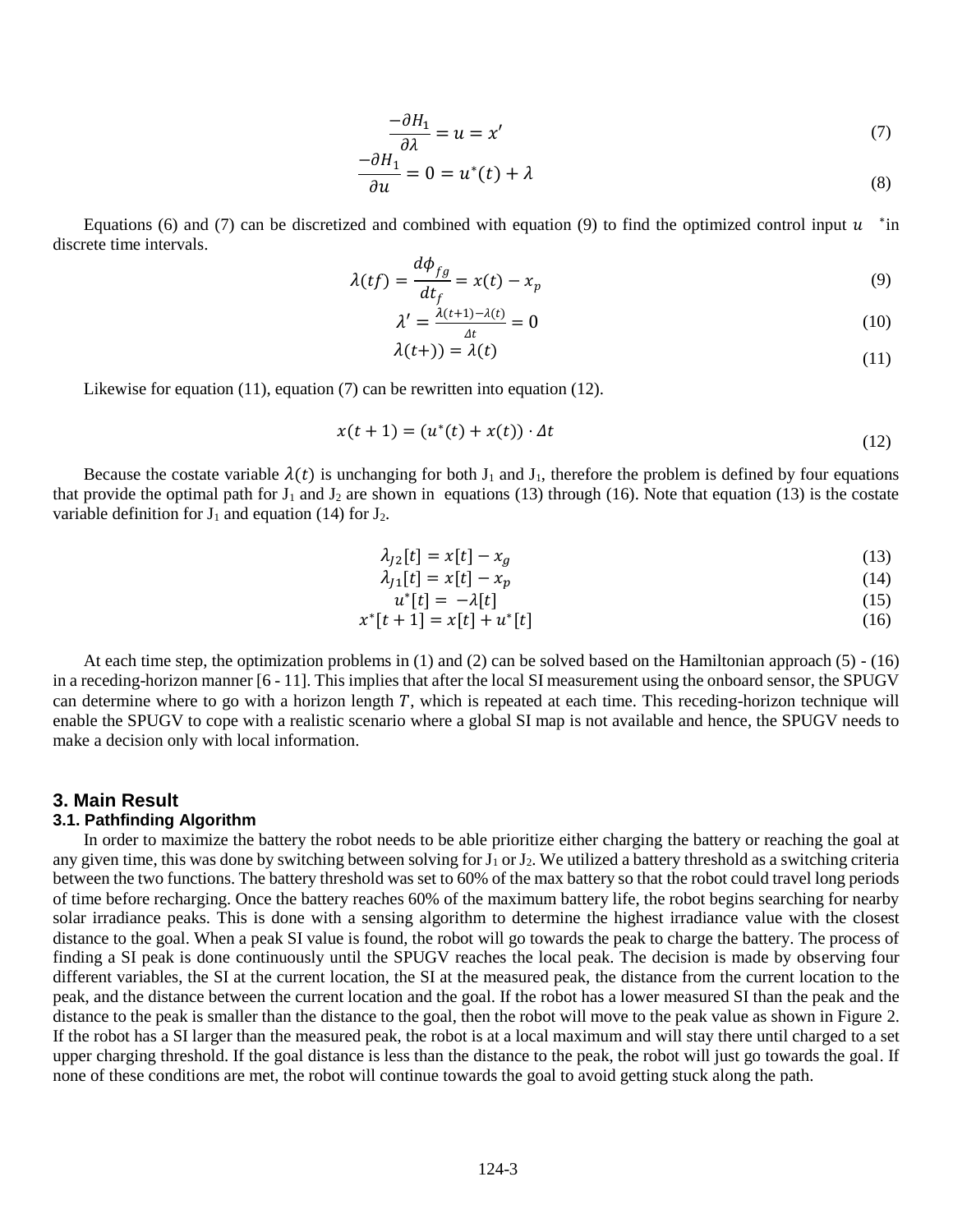$$\frac{-\partial H_1}{\partial \lambda} = u = x' \tag{7}$$

$$\frac{-\partial H_1}{\partial u} = 0 = u^*(t) + \lambda \tag{8}$$

Equations (6) and (7) can be discretized and combined with equation (9) to find the optimized control input $u^*$ in discrete time intervals.

$$\lambda(tf) = \frac{d\phi_{fg}}{dt_f} = x(t) - x_p \tag{9}$$

$$\lambda' = \frac{\lambda(t+1) - \lambda(t)}{\Delta t} = 0 \tag{10}$$

$$\lambda(t+)) = \lambda(t) \tag{11}$$

Likewise for equation (11), equation (7) can be rewritten into equation (12).

$$x(t+1) = (u^*(t) + x(t)) \cdot \Delta t \tag{12}$$

Because the costate variable $\lambda(t)$ is unchanging for both $J_1$ and $J_1$, therefore the problem is defined by four equations that provide the optimal path for $J_1$ and $J_2$ are shown in equations (13) through (16). Note that equation (13) is the costate variable definition for $J_1$ and equation (14) for $J_2$.

$$\lambda_{J2}[t] = x[t] - x_g \tag{13}$$

$$\lambda_{J1}[t] = x[t] - x_p \tag{14}$$

$$u^*[t] = -\lambda[t] \tag{15}$$

$$x^*[t+1] = x[t] + u^*[t] \tag{16}$$

At each time step, the optimization problems in (1) and (2) can be solved based on the Hamiltonian approach (5) - (16) in a receding-horizon manner [6 - 11]. This implies that after the local SI measurement using the onboard sensor, the SPUGV can determine where to go with a horizon length $T$, which is repeated at each time. This receding-horizon technique will enable the SPUGV to cope with a realistic scenario where a global SI map is not available and hence, the SPUGV needs to make a decision only with local information.

## 3. Main Result

### 3.1. Pathfinding Algorithm

In order to maximize the battery the robot needs to be able prioritize either charging the battery or reaching the goal at any given time, this was done by switching between solving for $J_1$ or $J_2$. We utilized a battery threshold as a switching criteria between the two functions. The battery threshold was set to 60% of the max battery so that the robot could travel long periods of time before recharging. Once the battery reaches 60% of the maximum battery life, the robot begins searching for nearby solar irradiance peaks. This is done with a sensing algorithm to determine the highest irradiance value with the closest distance to the goal. When a peak SI value is found, the robot will go towards the peak to charge the battery. The process of finding a SI peak is done continuously until the SPUGV reaches the local peak. The decision is made by observing four different variables, the SI at the current location, the SI at the measured peak, the distance from the current location to the peak, and the distance between the current location and the goal. If the robot has a lower measured SI than the peak and the distance to the peak is smaller than the distance to the goal, then the robot will move to the peak value as shown in Figure 2. If the robot has a SI larger than the measured peak, the robot is at a local maximum and will stay there until charged to a set upper charging threshold. If the goal distance is less than the distance to the peak, the robot will just go towards the goal. If none of these conditions are met, the robot will continue towards the goal to avoid getting stuck along the path.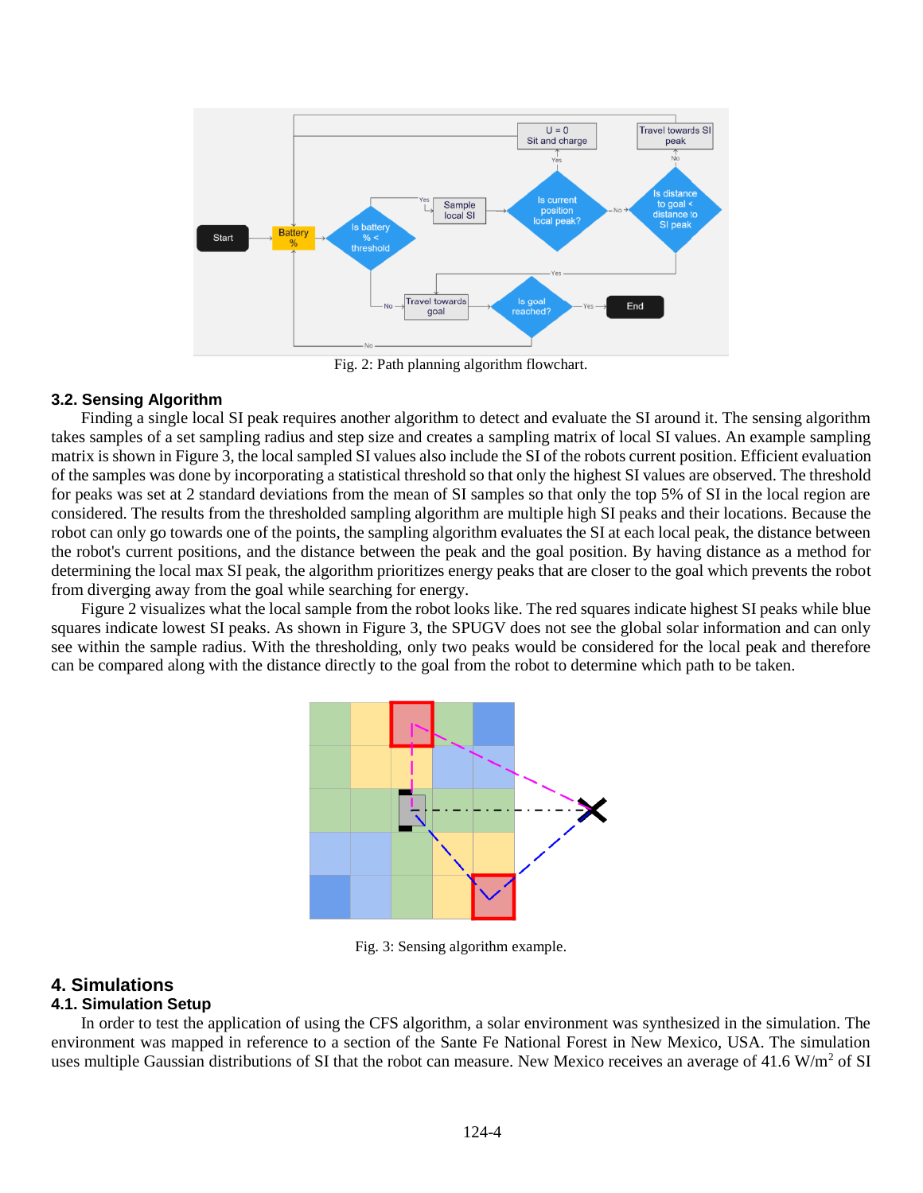Fig. 2: Path planning algorithm flowchart.

### 3.2. Sensing Algorithm

Finding a single local SI peak requires another algorithm to detect and evaluate the SI around it. The sensing algorithm takes samples of a set sampling radius and step size and creates a sampling matrix of local SI values. An example sampling matrix is shown in Figure 3, the local sampled SI values also include the SI of the robots current position. Efficient evaluation of the samples was done by incorporating a statistical threshold so that only the highest SI values are observed. The threshold for peaks was set at 2 standard deviations from the mean of SI samples so that only the top 5% of SI in the local region are considered. The results from the thresholded sampling algorithm are multiple high SI peaks and their locations. Because the robot can only go towards one of the points, the sampling algorithm evaluates the SI at each local peak, the distance between the robot's current positions, and the distance between the peak and the goal position. By having distance as a method for determining the local max SI peak, the algorithm prioritizes energy peaks that are closer to the goal which prevents the robot from diverging away from the goal while searching for energy.

Figure 2 visualizes what the local sample from the robot looks like. The red squares indicate highest SI peaks while blue squares indicate lowest SI peaks. As shown in Figure 3, the SPUGV does not see the global solar information and can only see within the sample radius. With the thresholding, only two peaks would be considered for the local peak and therefore can be compared along with the distance directly to the goal from the robot to determine which path to be taken.

Fig. 3: Sensing algorithm example.

## 4. Simulations

### 4.1. Simulation Setup

In order to test the application of using the CFS algorithm, a solar environment was synthesized in the simulation. The environment was mapped in reference to a section of the Sante Fe National Forest in New Mexico, USA. The simulation uses multiple Gaussian distributions of SI that the robot can measure. New Mexico receives an average of 41.6 $W/m^2$ of SI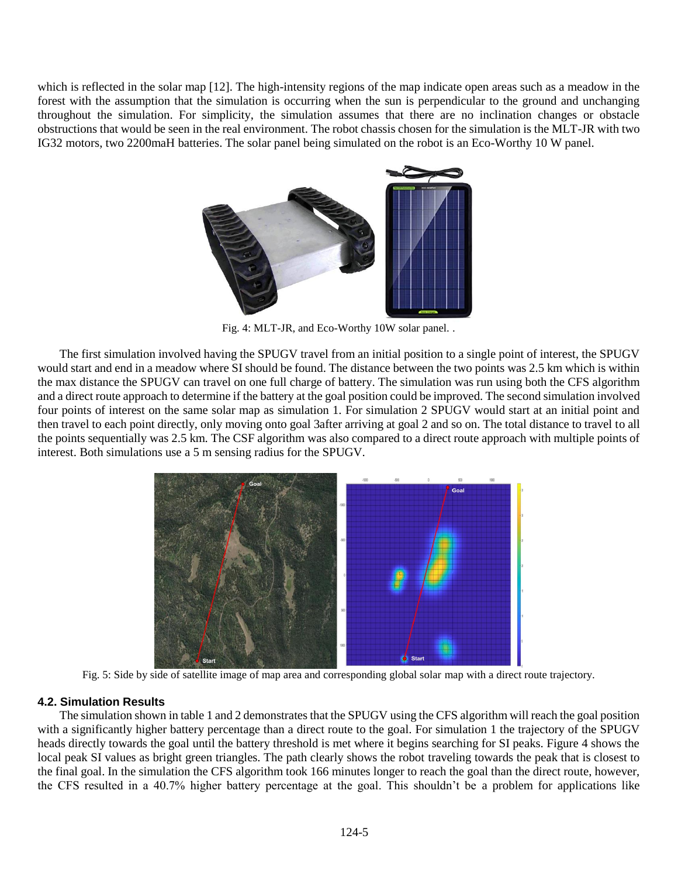which is reflected in the solar map [12]. The high-intensity regions of the map indicate open areas such as a meadow in the forest with the assumption that the simulation is occurring when the sun is perpendicular to the ground and unchanging throughout the simulation. For simplicity, the simulation assumes that there are no inclination changes or obstacle obstructions that would be seen in the real environment. The robot chassis chosen for the simulation is the MLT-JR with two IG32 motors, two 2200maH batteries. The solar panel being simulated on the robot is an Eco-Worthy 10 W panel.

Fig. 4: MLT-JR, and Eco-Worthy 10W solar panel. .

The first simulation involved having the SPUGV travel from an initial position to a single point of interest, the SPUGV would start and end in a meadow where SI should be found. The distance between the two points was 2.5 km which is within the max distance the SPUGV can travel on one full charge of battery. The simulation was run using both the CFS algorithm and a direct route approach to determine if the battery at the goal position could be improved. The second simulation involved four points of interest on the same solar map as simulation 1. For simulation 2 SPUGV would start at an initial point and then travel to each point directly, only moving onto goal 3after arriving at goal 2 and so on. The total distance to travel to all the points sequentially was 2.5 km. The CSF algorithm was also compared to a direct route approach with multiple points of interest. Both simulations use a 5 m sensing radius for the SPUGV.

Fig. 5: Side by side of satellite image of map area and corresponding global solar map with a direct route trajectory.

### 4.2. Simulation Results

The simulation shown in table 1 and 2 demonstrates that the SPUGV using the CFS algorithm will reach the goal position with a significantly higher battery percentage than a direct route to the goal. For simulation 1 the trajectory of the SPUGV heads directly towards the goal until the battery threshold is met where it begins searching for SI peaks. Figure 4 shows the local peak SI values as bright green triangles. The path clearly shows the robot traveling towards the peak that is closest to the final goal. In the simulation the CFS algorithm took 166 minutes longer to reach the goal than the direct route, however, the CFS resulted in a 40.7% higher battery percentage at the goal. This shouldn't be a problem for applications like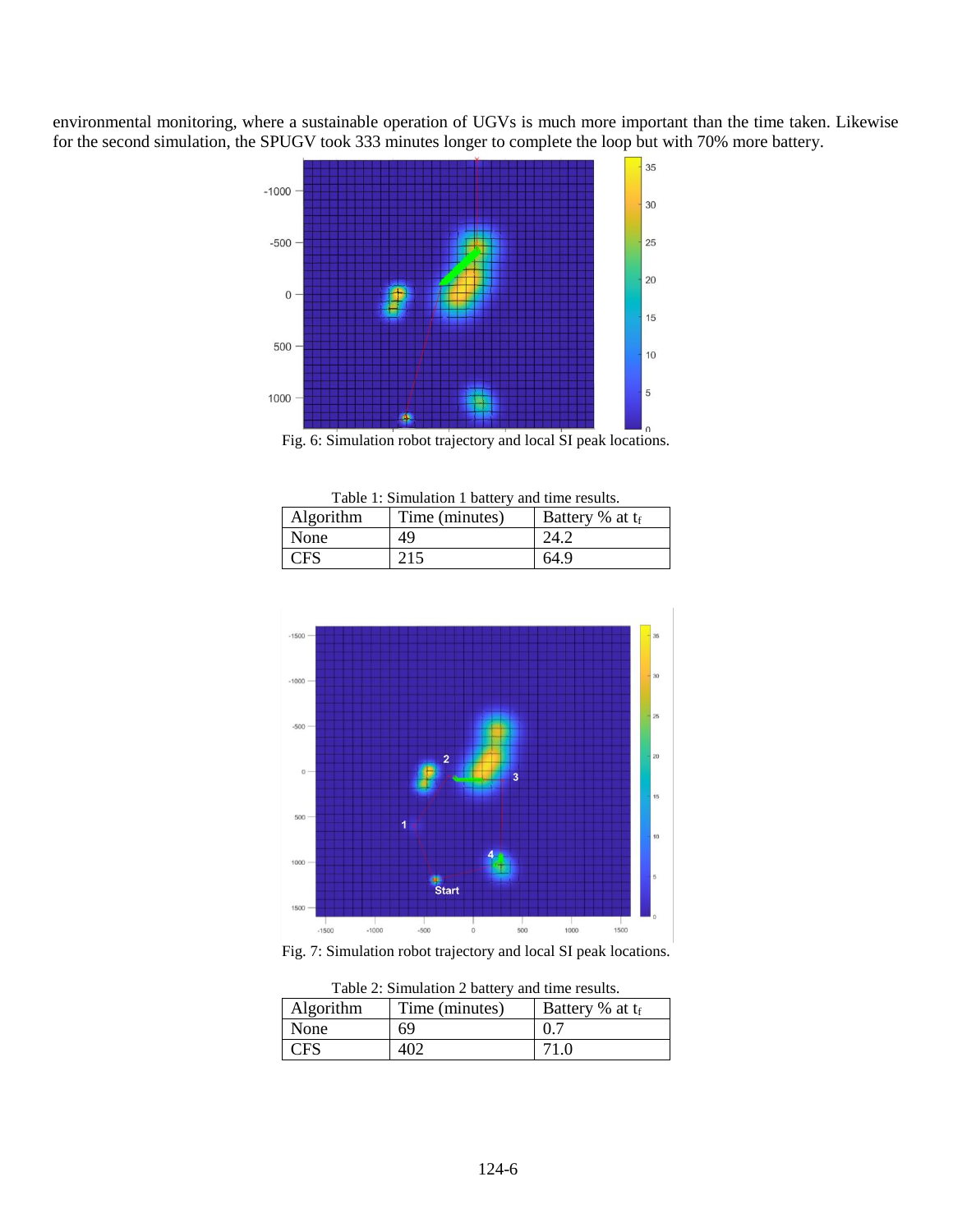environmental monitoring, where a sustainable operation of UGVs is much more important than the time taken. Likewise for the second simulation, the SPUGV took 333 minutes longer to complete the loop but with 70% more battery.

Fig. 6: Simulation robot trajectory and local SI peak locations.

Table 1: Simulation 1 battery and time results.

| Algorithm | Time (minutes) | Battery % at $t_f$ |
| --- | --- | --- |
| None | 49 | 24.2 |
| CFS | 215 | 64.9 |

Fig. 7: Simulation robot trajectory and local SI peak locations.

Table 2: Simulation 2 battery and time results.

| Algorithm | Time (minutes) | Battery % at $t_f$ |
| --- | --- | --- |
| None | 69 | 0.7 |
| CFS | 402 | 71.0 |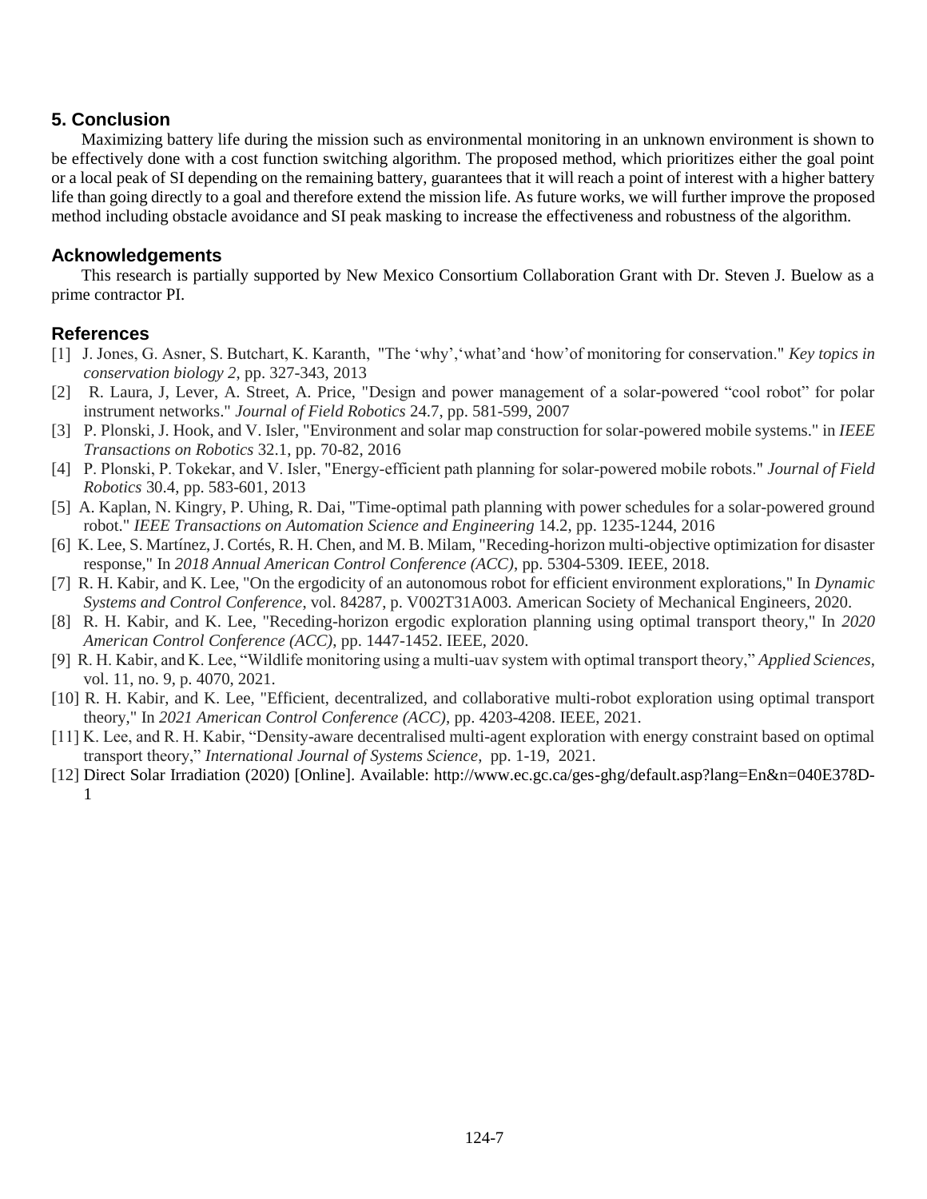## 5. Conclusion

Maximizing battery life during the mission such as environmental monitoring in an unknown environment is shown to be effectively done with a cost function switching algorithm. The proposed method, which prioritizes either the goal point or a local peak of SI depending on the remaining battery, guarantees that it will reach a point of interest with a higher battery life than going directly to a goal and therefore extend the mission life. As future works, we will further improve the proposed method including obstacle avoidance and SI peak masking to increase the effectiveness and robustness of the algorithm.

## Acknowledgements

This research is partially supported by New Mexico Consortium Collaboration Grant with Dr. Steven J. Buelow as a prime contractor PI.

## References

[1] J. Jones, G. Asner, S. Butchart, K. Karanth, "The 'why','what'and 'how'of monitoring for conservation." *Key topics in conservation biology 2*, pp. 327-343, 2013

[2] R. Laura, J, Lever, A. Street, A. Price, "Design and power management of a solar-powered "cool robot" for polar instrument networks." *Journal of Field Robotics* 24.7, pp. 581-599, 2007

[3] P. Plonski, J. Hook, and V. Isler, "Environment and solar map construction for solar-powered mobile systems." in *IEEE Transactions on Robotics* 32.1, pp. 70-82, 2016

[4] P. Plonski, P. Tokekar, and V. Isler, "Energy-efficient path planning for solar-powered mobile robots." *Journal of Field Robotics* 30.4, pp. 583-601, 2013

[5] A. Kaplan, N. Kingry, P. Uhing, R. Dai, "Time-optimal path planning with power schedules for a solar-powered ground robot." *IEEE Transactions on Automation Science and Engineering* 14.2, pp. 1235-1244, 2016

[6] K. Lee, S. Martínez, J. Cortés, R. H. Chen, and M. B. Milam, "Receding-horizon multi-objective optimization for disaster response," In *2018 Annual American Control Conference (ACC)*, pp. 5304-5309. IEEE, 2018.

[7] R. H. Kabir, and K. Lee, "On the ergodicity of an autonomous robot for efficient environment explorations," In *Dynamic Systems and Control Conference*, vol. 84287, p. V002T31A003. American Society of Mechanical Engineers, 2020.

[8] R. H. Kabir, and K. Lee, "Receding-horizon ergodic exploration planning using optimal transport theory," In *2020 American Control Conference (ACC)*, pp. 1447-1452. IEEE, 2020.

[9] R. H. Kabir, and K. Lee, "Wildlife monitoring using a multi-uav system with optimal transport theory," *Applied Sciences*, vol. 11, no. 9, p. 4070, 2021.

[10] R. H. Kabir, and K. Lee, "Efficient, decentralized, and collaborative multi-robot exploration using optimal transport theory," In *2021 American Control Conference (ACC)*, pp. 4203-4208. IEEE, 2021.

[11] K. Lee, and R. H. Kabir, "Density-aware decentralised multi-agent exploration with energy constraint based on optimal transport theory," *International Journal of Systems Science*, pp. 1-19, 2021.

[12] Direct Solar Irradiation (2020) [Online]. Available: http://www.ec.gc.ca/ges-ghg/default.asp?lang=En&n=040E378D-1